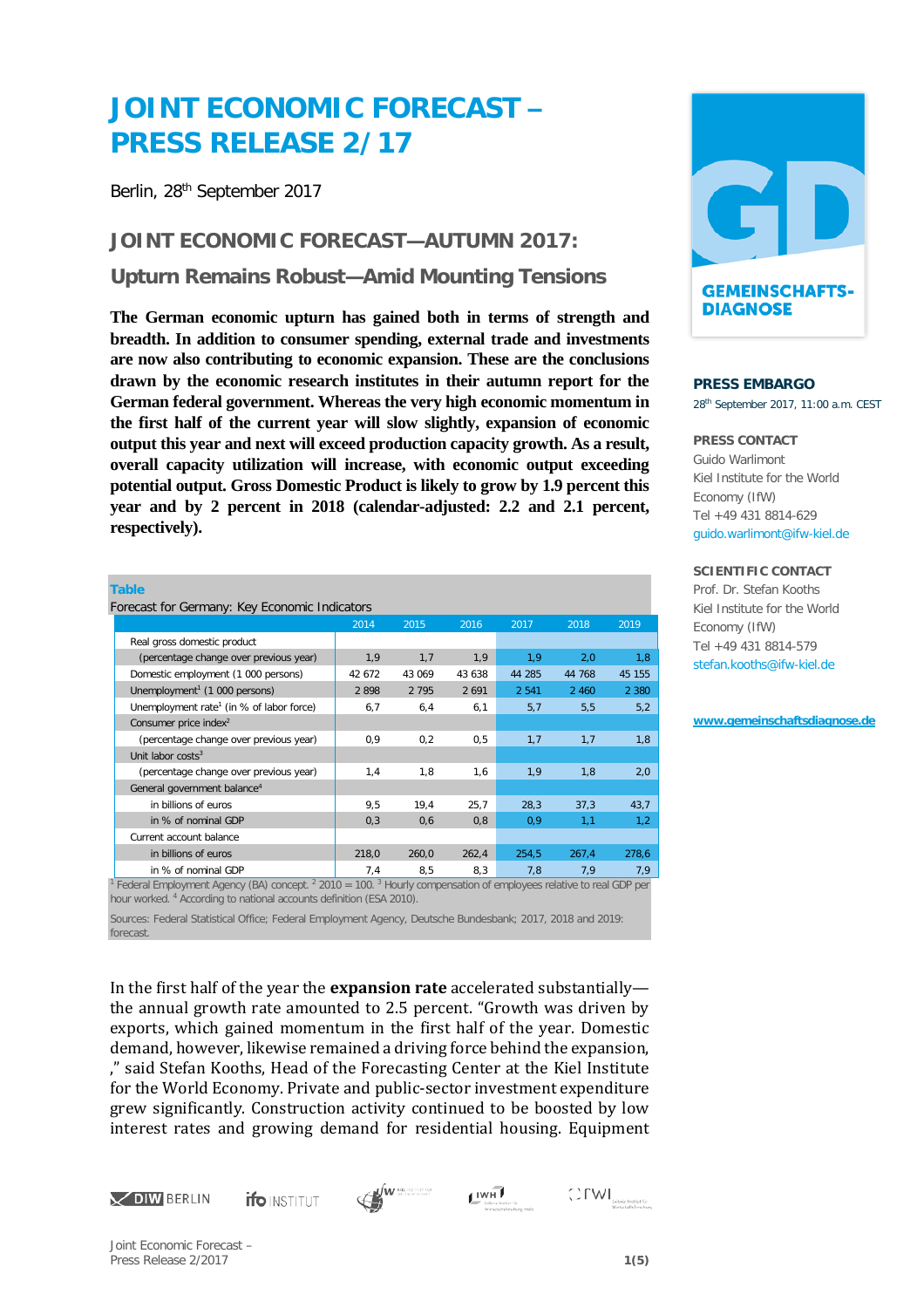# JOINT ECONOMIC FORECAST – PRESS RELEASE 2/17

Berlin, 28th September 2017

## JOINT ECONOMIC FORECAST—AUTUMN 2017:

### Upturn Remains Robust—Amid Mounting Tensions

**The German economic upturn has gained both in terms of strength and breadth. In addition to consumer spending, external trade and investments are now also contributing to economic expansion. These are the conclusions drawn by the economic research institutes in their autumn report for the German federal government. Whereas the very high economic momentum in the first half of the current year will slow slightly, expansion of economic output this year and next will exceed production capacity growth. As a result, overall capacity utilization will increase, with economic output exceeding potential output. Gross Domestic Product is likely to grow by 1.9 percent this year and by 2 percent in 2018 (calendar-adjusted: 2.2 and 2.1 percent, respectively).**

**Table**

Forecast for Germany: Key Economic Indicators

| | 2014 | 2015 | 2016 | 2017 | 2018 | 2019 |
|---|---|---|---|---|---|---|
| Real gross domestic product | | | | | | |
| (percentage change over previous year) | 1,9 | 1,7 | 1,9 | 1,9 | 2,0 | 1,8 |
| Domestic employment (1 000 persons) | 42 672 | 43 069 | 43 638 | 44 285 | 44 768 | 45 155 |
| Unemployment[1] (1 000 persons) | 2 898 | 2 795 | 2 691 | 2 541 | 2 460 | 2 380 |
| Unemployment rate[1] (in % of labor force) | 6,7 | 6,4 | 6,1 | 5,7 | 5,5 | 5,2 |
| Consumer price index[2] | | | | | | |
| (percentage change over previous year) | 0,9 | 0,2 | 0,5 | 1,7 | 1,7 | 1,8 |
| Unit labor costs[3] | | | | | | |
| (percentage change over previous year) | 1,4 | 1,8 | 1,6 | 1,9 | 1,8 | 2,0 |
| General government balance[4] | | | | | | |
| in billions of euros | 9,5 | 19,4 | 25,7 | 28,3 | 37,3 | 43,7 |
| in % of nominal GDP | 0,3 | 0,6 | 0,8 | 0,9 | 1,1 | 1,2 |
| Current account balance | | | | | | |
| in billions of euros | 218,0 | 260,0 | 262,4 | 254,5 | 267,4 | 278,6 |
| in % of nominal GDP | 7,4 | 8,5 | 8,3 | 7,8 | 7,9 | 7,9 |

[1] Federal Employment Agency (BA) concept. [2] 2010 = 100. [3] Hourly compensation of employees relative to real GDP per hour worked. [4] According to national accounts definition (ESA 2010).

Sources: Federal Statistical Office; Federal Employment Agency, Deutsche Bundesbank; 2017, 2018 and 2019: forecast.

In the first half of the year the **expansion rate** accelerated substantially—the annual growth rate amounted to 2.5 percent. "Growth was driven by exports, which gained momentum in the first half of the year. Domestic demand, however, likewise remained a driving force behind the expansion, ," said Stefan Kooths, Head of the Forecasting Center at the Kiel Institute for the World Economy. Private and public-sector investment expenditure grew significantly. Construction activity continued to be boosted by low interest rates and growing demand for residential housing. Equipment

**PRESS EMBARGO**

28th September 2017, 11:00 a.m. CEST

**PRESS CONTACT**

Guido Warlimont
Kiel Institute for the World Economy (IfW)
Tel +49 431 8814-629
guido.warlimont@ifw-kiel.de

**SCIENTIFIC CONTACT**

Prof. Dr. Stefan Kooths
Kiel Institute for the World Economy (IfW)
Tel +49 431 8814-579
stefan.kooths@ifw-kiel.de

www.gemeinschaftsdiagnose.de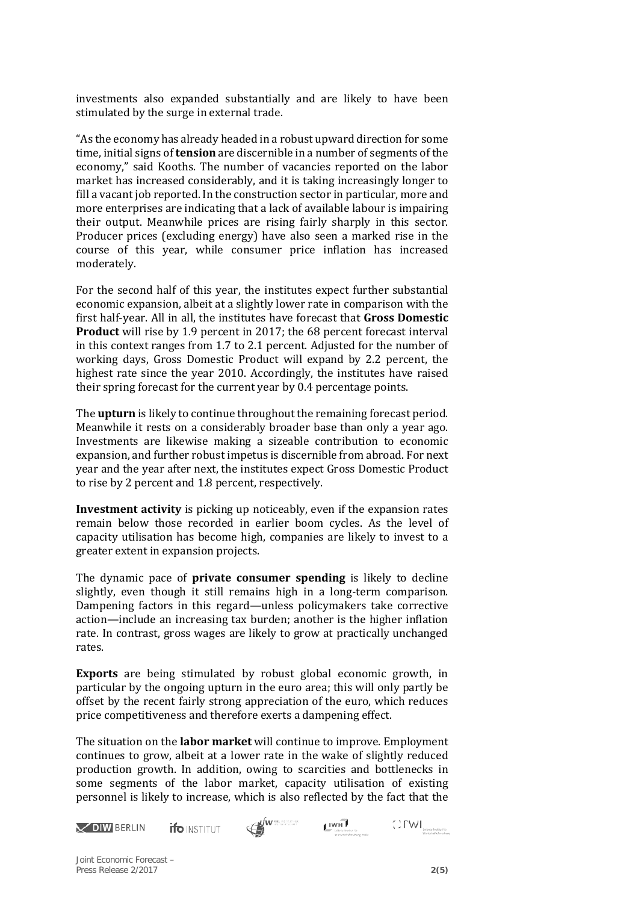investments also expanded substantially and are likely to have been stimulated by the surge in external trade.

"As the economy has already headed in a robust upward direction for some time, initial signs of **tension** are discernible in a number of segments of the economy," said Kooths. The number of vacancies reported on the labor market has increased considerably, and it is taking increasingly longer to fill a vacant job reported. In the construction sector in particular, more and more enterprises are indicating that a lack of available labour is impairing their output. Meanwhile prices are rising fairly sharply in this sector. Producer prices (excluding energy) have also seen a marked rise in the course of this year, while consumer price inflation has increased moderately.

For the second half of this year, the institutes expect further substantial economic expansion, albeit at a slightly lower rate in comparison with the first half-year. All in all, the institutes have forecast that **Gross Domestic Product** will rise by 1.9 percent in 2017; the 68 percent forecast interval in this context ranges from 1.7 to 2.1 percent. Adjusted for the number of working days, Gross Domestic Product will expand by 2.2 percent, the highest rate since the year 2010. Accordingly, the institutes have raised their spring forecast for the current year by 0.4 percentage points.

The **upturn** is likely to continue throughout the remaining forecast period. Meanwhile it rests on a considerably broader base than only a year ago. Investments are likewise making a sizeable contribution to economic expansion, and further robust impetus is discernible from abroad. For next year and the year after next, the institutes expect Gross Domestic Product to rise by 2 percent and 1.8 percent, respectively.

**Investment activity** is picking up noticeably, even if the expansion rates remain below those recorded in earlier boom cycles. As the level of capacity utilisation has become high, companies are likely to invest to a greater extent in expansion projects.

The dynamic pace of **private consumer spending** is likely to decline slightly, even though it still remains high in a long-term comparison. Dampening factors in this regard—unless policymakers take corrective action—include an increasing tax burden; another is the higher inflation rate. In contrast, gross wages are likely to grow at practically unchanged rates.

**Exports** are being stimulated by robust global economic growth, in particular by the ongoing upturn in the euro area; this will only partly be offset by the recent fairly strong appreciation of the euro, which reduces price competitiveness and therefore exerts a dampening effect.

The situation on the **labor market** will continue to improve. Employment continues to grow, albeit at a lower rate in the wake of slightly reduced production growth. In addition, owing to scarcities and bottlenecks in some segments of the labor market, capacity utilisation of existing personnel is likely to increase, which is also reflected by the fact that the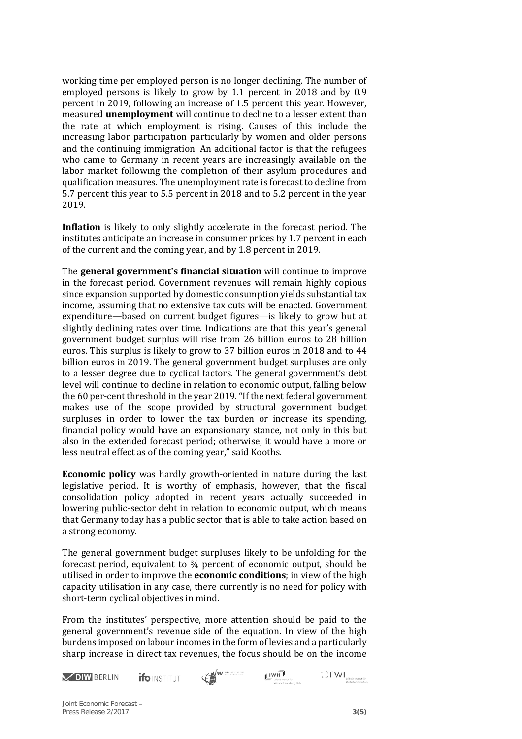working time per employed person is no longer declining. The number of employed persons is likely to grow by 1.1 percent in 2018 and by 0.9 percent in 2019, following an increase of 1.5 percent this year. However, measured **unemployment** will continue to decline to a lesser extent than the rate at which employment is rising. Causes of this include the increasing labor participation particularly by women and older persons and the continuing immigration. An additional factor is that the refugees who came to Germany in recent years are increasingly available on the labor market following the completion of their asylum procedures and qualification measures. The unemployment rate is forecast to decline from 5.7 percent this year to 5.5 percent in 2018 and to 5.2 percent in the year 2019.

**Inflation** is likely to only slightly accelerate in the forecast period. The institutes anticipate an increase in consumer prices by 1.7 percent in each of the current and the coming year, and by 1.8 percent in 2019.

The **general government's financial situation** will continue to improve in the forecast period. Government revenues will remain highly copious since expansion supported by domestic consumption yields substantial tax income, assuming that no extensive tax cuts will be enacted. Government expenditure—based on current budget figures—is likely to grow but at slightly declining rates over time. Indications are that this year's general government budget surplus will rise from 26 billion euros to 28 billion euros. This surplus is likely to grow to 37 billion euros in 2018 and to 44 billion euros in 2019. The general government budget surpluses are only to a lesser degree due to cyclical factors. The general government's debt level will continue to decline in relation to economic output, falling below the 60 per-cent threshold in the year 2019. "If the next federal government makes use of the scope provided by structural government budget surpluses in order to lower the tax burden or increase its spending, financial policy would have an expansionary stance, not only in this but also in the extended forecast period; otherwise, it would have a more or less neutral effect as of the coming year," said Kooths.

**Economic policy** was hardly growth-oriented in nature during the last legislative period. It is worthy of emphasis, however, that the fiscal consolidation policy adopted in recent years actually succeeded in lowering public-sector debt in relation to economic output, which means that Germany today has a public sector that is able to take action based on a strong economy.

The general government budget surpluses likely to be unfolding for the forecast period, equivalent to ¾ percent of economic output, should be utilised in order to improve the **economic conditions**; in view of the high capacity utilisation in any case, there currently is no need for policy with short-term cyclical objectives in mind.

From the institutes' perspective, more attention should be paid to the general government's revenue side of the equation. In view of the high burdens imposed on labour incomes in the form of levies and a particularly sharp increase in direct tax revenues, the focus should be on the income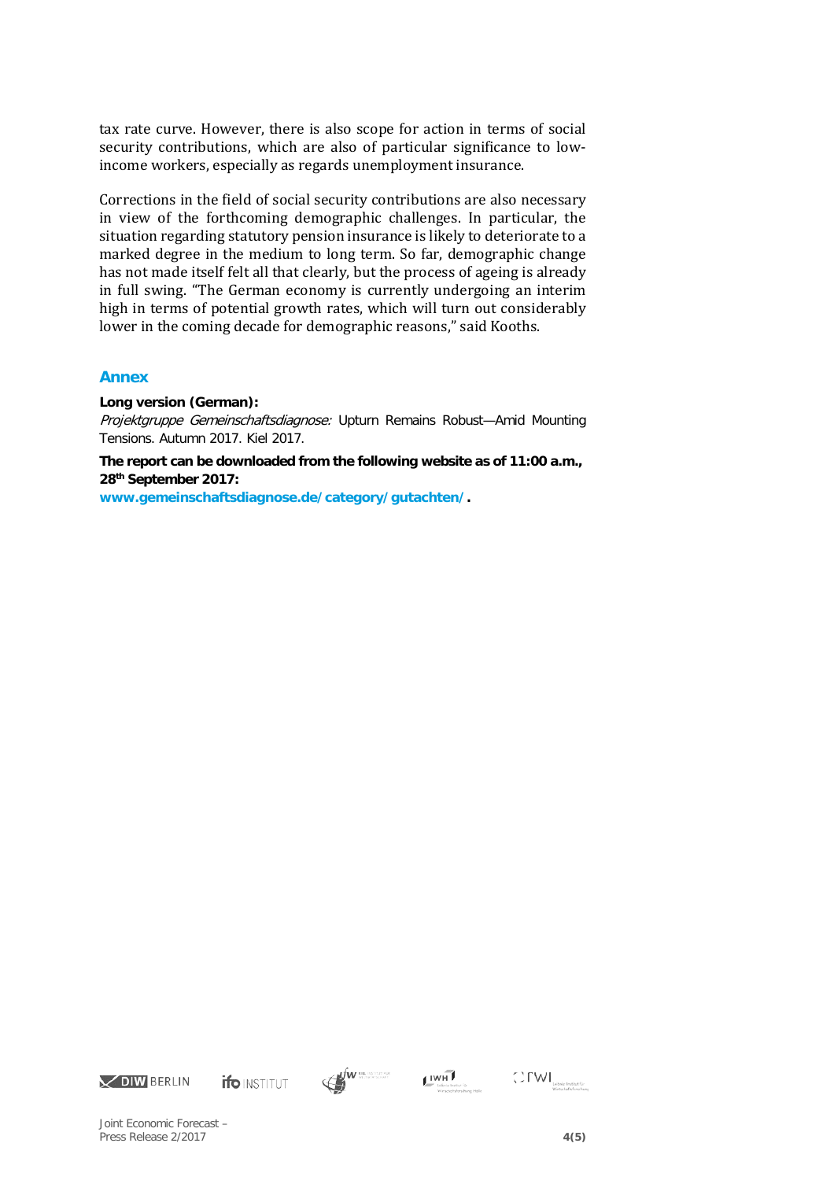tax rate curve. However, there is also scope for action in terms of social security contributions, which are also of particular significance to low-income workers, especially as regards unemployment insurance.

Corrections in the field of social security contributions are also necessary in view of the forthcoming demographic challenges. In particular, the situation regarding statutory pension insurance is likely to deteriorate to a marked degree in the medium to long term. So far, demographic change has not made itself felt all that clearly, but the process of ageing is already in full swing. "The German economy is currently undergoing an interim high in terms of potential growth rates, which will turn out considerably lower in the coming decade for demographic reasons," said Kooths.

## Annex

**Long version (German):**

*Projektgruppe Gemeinschaftsdiagnose:* Upturn Remains Robust—Amid Mounting Tensions. Autumn 2017. Kiel 2017.

**The report can be downloaded from the following website as of 11:00 a.m., 28th September 2017:**

**www.gemeinschaftsdiagnose.de/category/gutachten/.**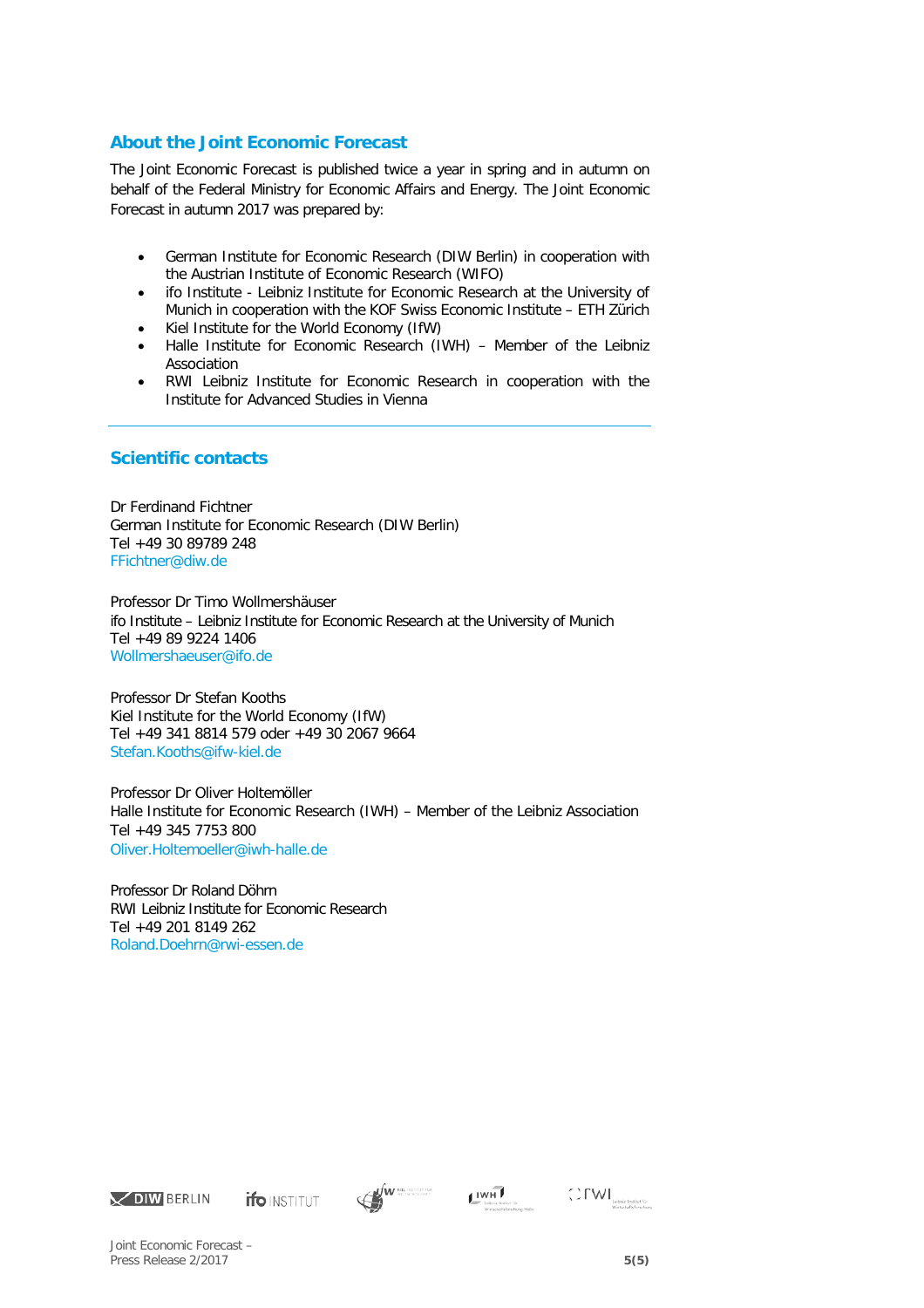## About the Joint Economic Forecast

The Joint Economic Forecast is published twice a year in spring and in autumn on behalf of the Federal Ministry for Economic Affairs and Energy. The Joint Economic Forecast in autumn 2017 was prepared by:

- German Institute for Economic Research (DIW Berlin) in cooperation with the Austrian Institute of Economic Research (WIFO)
- ifo Institute - Leibniz Institute for Economic Research at the University of Munich in cooperation with the KOF Swiss Economic Institute – ETH Zürich
- Kiel Institute for the World Economy (IfW)
- Halle Institute for Economic Research (IWH) – Member of the Leibniz Association
- RWI Leibniz Institute for Economic Research in cooperation with the Institute for Advanced Studies in Vienna

---

## Scientific contacts

Dr Ferdinand Fichtner
German Institute for Economic Research (DIW Berlin)
Tel +49 30 89789 248
FFichtner@diw.de

Professor Dr Timo Wollmershäuser
ifo Institute – Leibniz Institute for Economic Research at the University of Munich
Tel +49 89 9224 1406
Wollmershaeuser@ifo.de

Professor Dr Stefan Kooths
Kiel Institute for the World Economy (IfW)
Tel +49 341 8814 579 oder +49 30 2067 9664
Stefan.Kooths@ifw-kiel.de

Professor Dr Oliver Holtemöller
Halle Institute for Economic Research (IWH) – Member of the Leibniz Association
Tel +49 345 7753 800
Oliver.Holtemoeller@iwh-halle.de

Professor Dr Roland Döhrn
RWI Leibniz Institute for Economic Research
Tel +49 201 8149 262
Roland.Doehrn@rwi-essen.de